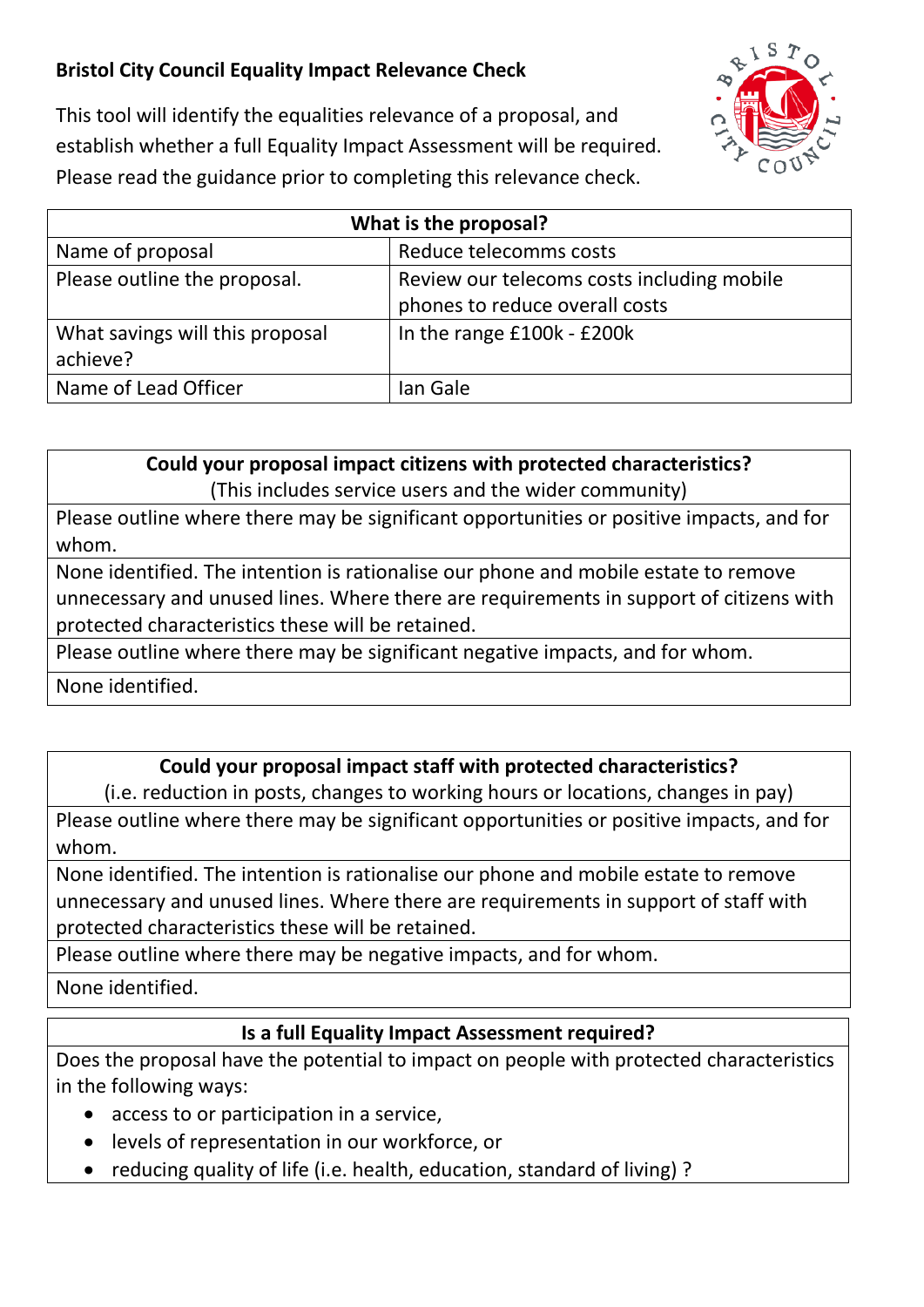# Bristol City Council Equality Impact Relevance Check

This tool will identify the equalities relevance of a proposal, and establish whether a full Equality Impact Assessment will be required. Please read the guidance prior to completing this relevance check.

| What is the proposal? | |
|---|---|
| Name of proposal | Reduce telecomms costs |
| Please outline the proposal. | Review our telecoms costs including mobile phones to reduce overall costs |
| What savings will this proposal achieve? | In the range £100k - £200k |
| Name of Lead Officer | Ian Gale |

| **Could your proposal impact citizens with protected characteristics?** (This includes service users and the wider community) |
|---|
| Please outline where there may be significant opportunities or positive impacts, and for whom. |
| None identified. The intention is rationalise our phone and mobile estate to remove unnecessary and unused lines. Where there are requirements in support of citizens with protected characteristics these will be retained. |
| Please outline where there may be significant negative impacts, and for whom. |
| None identified. |

| **Could your proposal impact staff with protected characteristics?** (i.e. reduction in posts, changes to working hours or locations, changes in pay) |
|---|
| Please outline where there may be significant opportunities or positive impacts, and for whom. |
| None identified. The intention is rationalise our phone and mobile estate to remove unnecessary and unused lines. Where there are requirements in support of staff with protected characteristics these will be retained. |
| Please outline where there may be negative impacts, and for whom. |
| None identified. |

| **Is a full Equality Impact Assessment required?** |
|---|
| Does the proposal have the potential to impact on people with protected characteristics in the following ways: <br> • access to or participation in a service, <br> • levels of representation in our workforce, or <br> • reducing quality of life (i.e. health, education, standard of living) ? |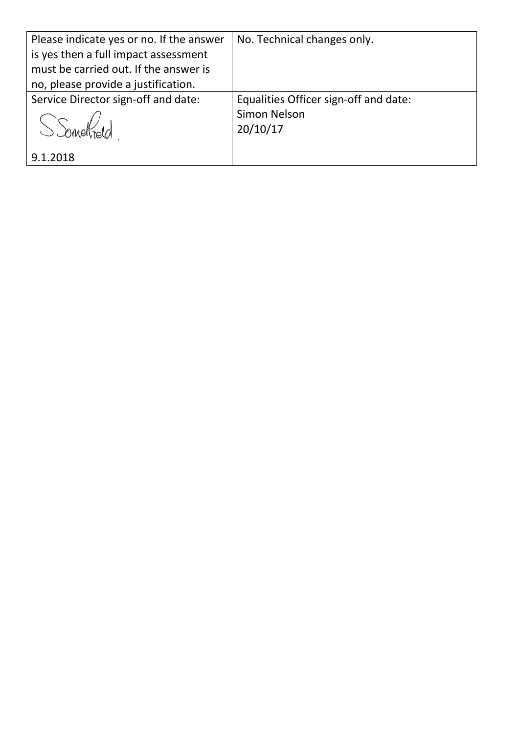| | |
|---|---|
| Please indicate yes or no. If the answer is yes then a full impact assessment must be carried out. If the answer is no, please provide a justification. | No. Technical changes only. |
| Service Director sign-off and date: <br> S Somerfield <br> 9.1.2018 | Equalities Officer sign-off and date: <br> Simon Nelson <br> 20/10/17 |